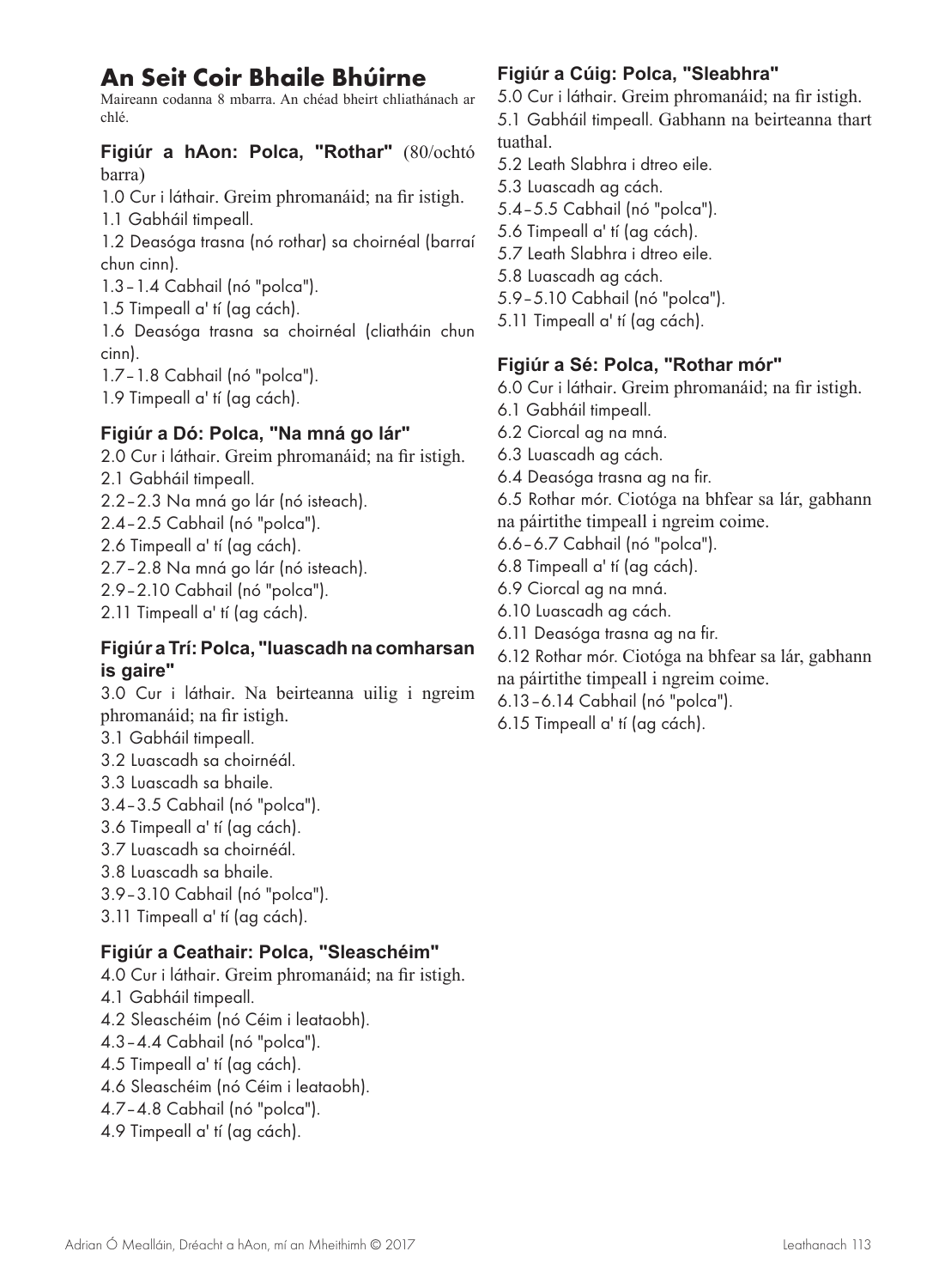# An Seit Coir Bhaile Bhúirne

Maireann codanna 8 mbarra. An chéad bheirt chliathánach ar chlé.

### Figiúr a hAon: Polca, "Rothar" (80/ochtó barra)

1.0 Cur i láthair. Greim phromanáid; na fir istigh.
1.1 Gabháil timpeall.
1.2 Deasóga trasna (nó rothar) sa choirnéal (barraí chun cinn).
1.3 – 1.4 Cabhail (nó "polca").
1.5 Timpeall a' tí (ag các).
1.6 Deasóga trasna sa choirnéal (cliatháin chun cinn).
1.7 – 1.8 Cabhail (nó "polca").
1.9 Timpeall a' tí (ag các).

### Figiúr a Dó: Polca, "Na mná go lár"

2.0 Cur i láthair. Greim phromanáid; na fir istigh.
2.1 Gabháil timpeall.
2.2 – 2.3 Na mná go lár (nó isteach).
2.4 – 2.5 Cabhail (nó "polca").
2.6 Timpeall a' tí (ag các).
2.7 – 2.8 Na mná go lár (nó isteach).
2.9 – 2.10 Cabhail (nó "polca").
2.11 Timpeall a' tí (ag các).

### Figiúr a Trí: Polca, "luascadh na comharsan is gaire"

3.0 Cur i láthair. Na beirteanna uilig i ngreim phromanáid; na fir istigh.
3.1 Gabháil timpeall.
3.2 Luascadh sa choirnéál.
3.3 Luascadh sa bhaile.
3.4 – 3.5 Cabhail (nó "polca").
3.6 Timpeall a' tí (ag các).
3.7 Luascadh sa choirnéál.
3.8 Luascadh sa bhaile.
3.9 – 3.10 Cabhail (nó "polca").
3.11 Timpeall a' tí (ag các).

### Figiúr a Ceathair: Polca, "Sleaschéim"

4.0 Cur i láthair. Greim phromanáid; na fir istigh.
4.1 Gabháil timpeall.
4.2 Sleaschéim (nó Céim i leataobh).
4.3 – 4.4 Cabhail (nó "polca").
4.5 Timpeall a' tí (ag các).
4.6 Sleaschéim (nó Céim i leataobh).
4.7 – 4.8 Cabhail (nó "polca").
4.9 Timpeall a' tí (ag các).

### Figiúr a Cúig: Polca, "Sleabhra"

5.0 Cur i láthair. Greim phromanáid; na fir istigh.
5.1 Gabháil timpeall. Gabhann na beirteanna thart tuathal.
5.2 Leath Slabhra i dtreo eile.
5.3 Luascadh ag các.
5.4 – 5.5 Cabhail (nó "polca").
5.6 Timpeall a' tí (ag các).
5.7 Leath Slabhra i dtreo eile.
5.8 Luascadh ag các.
5.9 – 5.10 Cabhail (nó "polca").
5.11 Timpeall a' tí (ag các).

### Figiúr a Sé: Polca, "Rothar mór"

6.0 Cur i láthair. Greim phromanáid; na fir istigh.
6.1 Gabháil timpeall.
6.2 Ciorcal ag na mná.
6.3 Luascadh ag các.
6.4 Deasóga trasna ag na fir.
6.5 Rothar mór. Ciotóga na bhfear sa lár, gabhann na páirtithe timpeall i ngreim coime.
6.6 – 6.7 Cabhail (nó "polca").
6.8 Timpeall a' tí (ag các).
6.9 Ciorcal ag na mná.
6.10 Luascadh ag các.
6.11 Deasóga trasna ag na fir.
6.12 Rothar mór. Ciotóga na bhfear sa lár, gabhann na páirtithe timpeall i ngreim coime.
6.13 – 6.14 Cabhail (nó "polca").
6.15 Timpeall a' tí (ag các).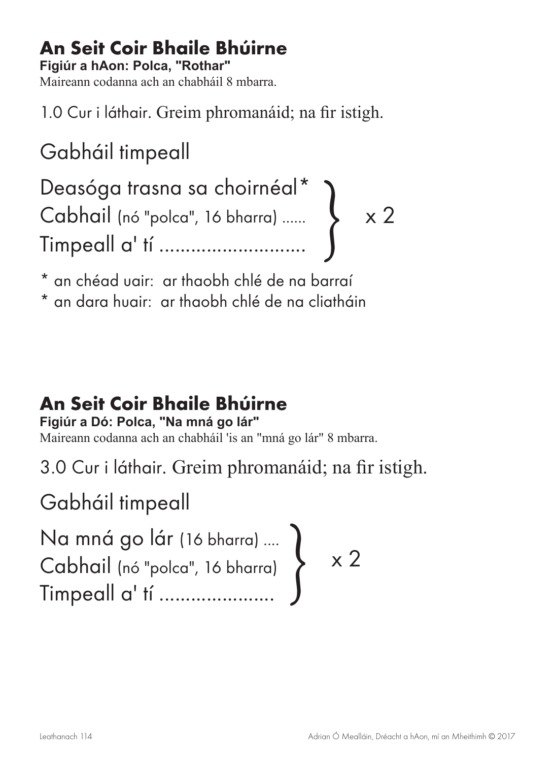## An Seit Coir Bhaile Bhúirne

**Figiúr a hAon: Polca, "Rothar"**

Maireann codanna ach an chabháil 8 mbarra.

1.0 Cur i láthair. Greim phromanáid; na fir istigh.

Gabháil timpeall

Deasóga trasna sa choirnéal*
Cabhail (nó "polca", 16 bharra) ......
Timpeall a' tí ............................
} x 2

* an chéad uair: ar thaobh chlé de na barraí
* an dara huair: ar thaobh chlé de na cliatháin

## An Seit Coir Bhaile Bhúirne

**Figiúr a Dó: Polca, "Na mná go lár"**

Maireann codanna ach an chabháil 'is an "mná go lár" 8 mbarra.

3.0 Cur i láthair. Greim phromanáid; na fir istigh.

Gabháil timpeall

Na mná go lár (16 bharra) ....
Cabhail (nó "polca", 16 bharra)
Timpeall a' tí ......................
} x 2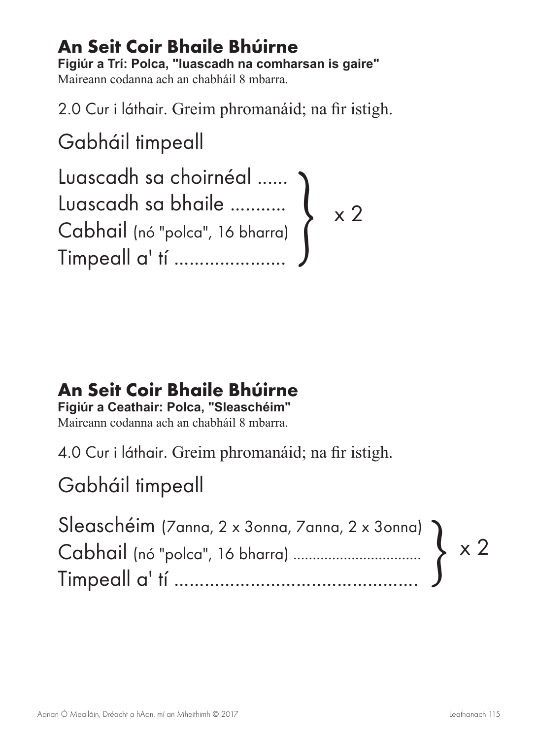## An Seit Coir Bhaile Bhúirne

**Figiúr a Trí: Polca, "luascadh na comharsan is gaire"**

Maireann codanna ach an chabháil 8 mbarra.

2.0 Cur i láthair. Greim phromanáid; na fir istigh.

Gabháil timpeall

Luascadh sa choirnéal ......
Luascadh sa bhaile ...........
Cabhail (nó "polca", 16 bharra)
Timpeall a' tí ......................

} x 2

## An Seit Coir Bhaile Bhúirne

**Figiúr a Ceathair: Polca, "Sleaschéim"**

Maireann codanna ach an chabháil 8 mbarra.

4.0 Cur i láthair. Greim phromanáid; na fir istigh.

Gabháil timpeall

Sleaschéim (7anna, 2 x 3onna, 7anna, 2 x 3onna)
Cabhail (nó "polca", 16 bharra) ................................
Timpeall a' tí ................................................

} x 2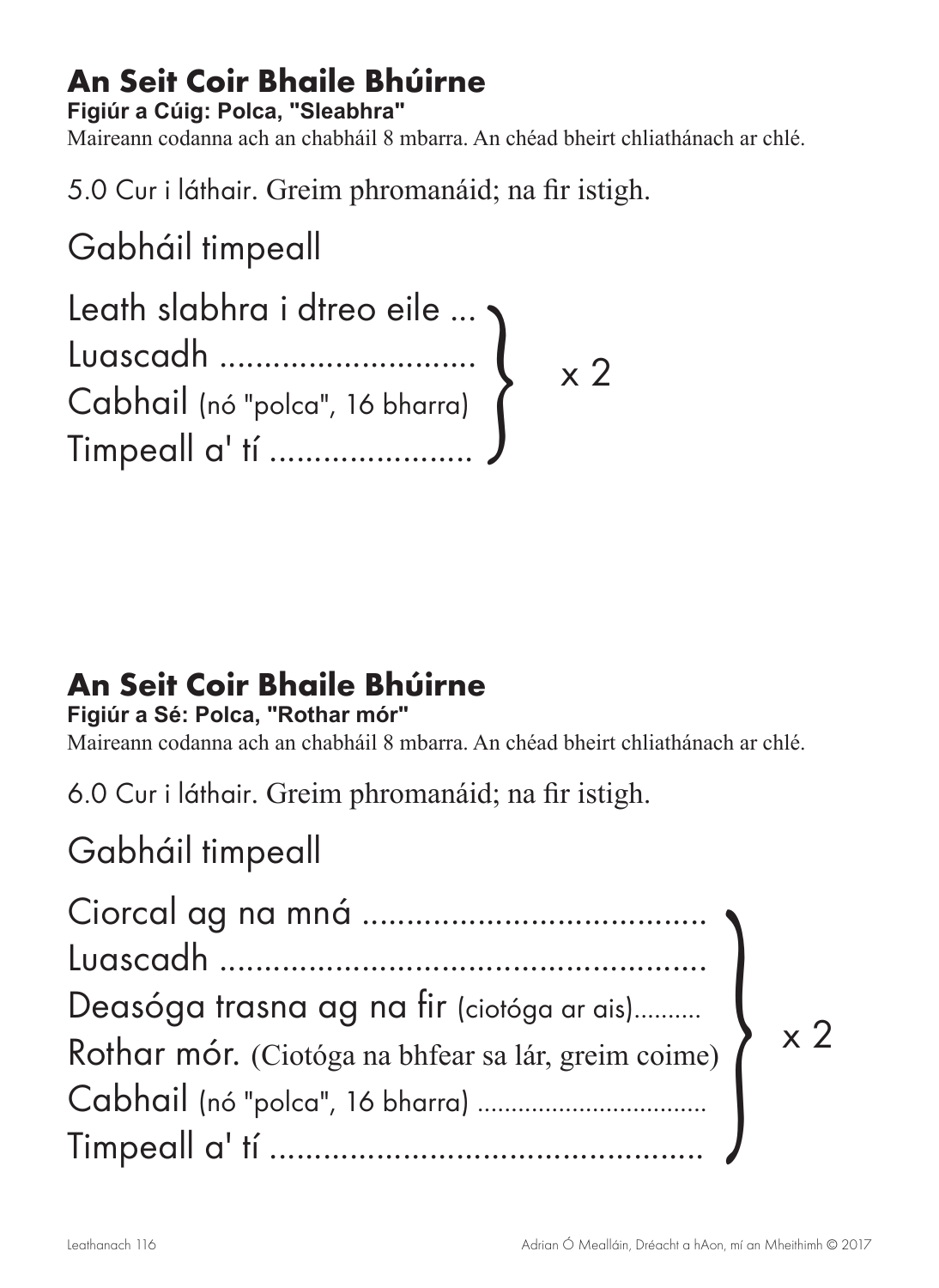## An Seit Coir Bhaile Bhúirne

**Figiúr a Cúig: Polca, "Sleabhra"**

Maireann codanna ach an chabháil 8 mbarra. An chéad bheirt chliathánach ar clé.

5.0 Cur i láthair. Greim phromanáid; na fir istigh.

Gabháil timpeall

Leath slabhra i dtreo eile ...
Luascadh ............................
Cabhail (nó "polca", 16 bharra)
Timpeall a' tí .......................

} x 2

## An Seit Coir Bhaile Bhúirne

**Figiúr a Sé: Polca, "Rothar mór"**

Maireann codanna ach an chabháil 8 mbarra. An chéad bheirt chliathánach ar clé.

6.0 Cur i láthair. Greim phromanáid; na fir istigh.

Gabháil timpeall

Ciorcal ag na mná .......................................
Luascadh .......................................................
Deasóga trasna ag na fir (ciotóga ar ais)..........
Rothar mór. (Ciotóga na bhfear sa lár, greim coime)
Cabhail (nó "polca", 16 bharra) ..................................
Timpeall a' tí .................................................

} x 2